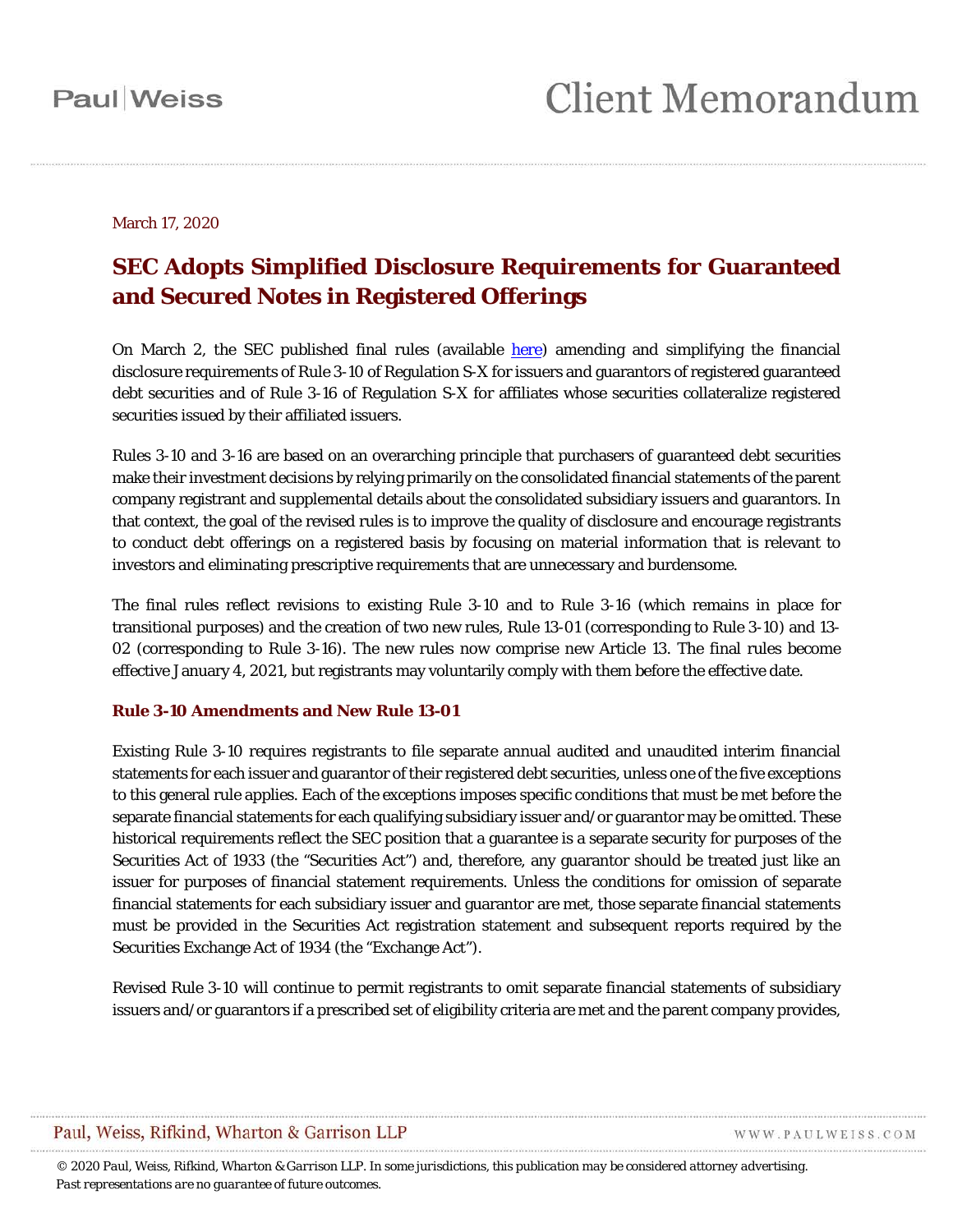March 17, 2020

# SEC Adopts Simplified Disclosure Requirements for Guaranteed and Secured Notes in Registered Offerings

On March 2, the SEC published final rules (available here) amending and simplifying the financial disclosure requirements of Rule 3-10 of Regulation S-X for issuers and guarantors of registered guaranteed debt securities and of Rule 3-16 of Regulation S-X for affiliates whose securities collateralize registered securities issued by their affiliated issuers.

Rules 3-10 and 3-16 are based on an overarching principle that purchasers of guaranteed debt securities make their investment decisions by relying primarily on the consolidated financial statements of the parent company registrant and supplemental details about the consolidated subsidiary issuers and guarantors. In that context, the goal of the revised rules is to improve the quality of disclosure and encourage registrants to conduct debt offerings on a registered basis by focusing on material information that is relevant to investors and eliminating prescriptive requirements that are unnecessary and burdensome.

The final rules reflect revisions to existing Rule 3-10 and to Rule 3-16 (which remains in place for transitional purposes) and the creation of two new rules, Rule 13-01 (corresponding to Rule 3-10) and 13-02 (corresponding to Rule 3-16). The new rules now comprise new Article 13. The final rules become effective January 4, 2021, but registrants may voluntarily comply with them before the effective date.

## Rule 3-10 Amendments and New Rule 13-01

Existing Rule 3-10 requires registrants to file separate annual audited and unaudited interim financial statements for each issuer and guarantor of their registered debt securities, unless one of the five exceptions to this general rule applies. Each of the exceptions imposes specific conditions that must be met before the separate financial statements for each qualifying subsidiary issuer and/or guarantor may be omitted. These historical requirements reflect the SEC position that a guarantee is a separate security for purposes of the Securities Act of 1933 (the "Securities Act") and, therefore, any guarantor should be treated just like an issuer for purposes of financial statement requirements. Unless the conditions for omission of separate financial statements for each subsidiary issuer and guarantor are met, those separate financial statements must be provided in the Securities Act registration statement and subsequent reports required by the Securities Exchange Act of 1934 (the "Exchange Act").

Revised Rule 3-10 will continue to permit registrants to omit separate financial statements of subsidiary issuers and/or guarantors if a prescribed set of eligibility criteria are met and the parent company provides,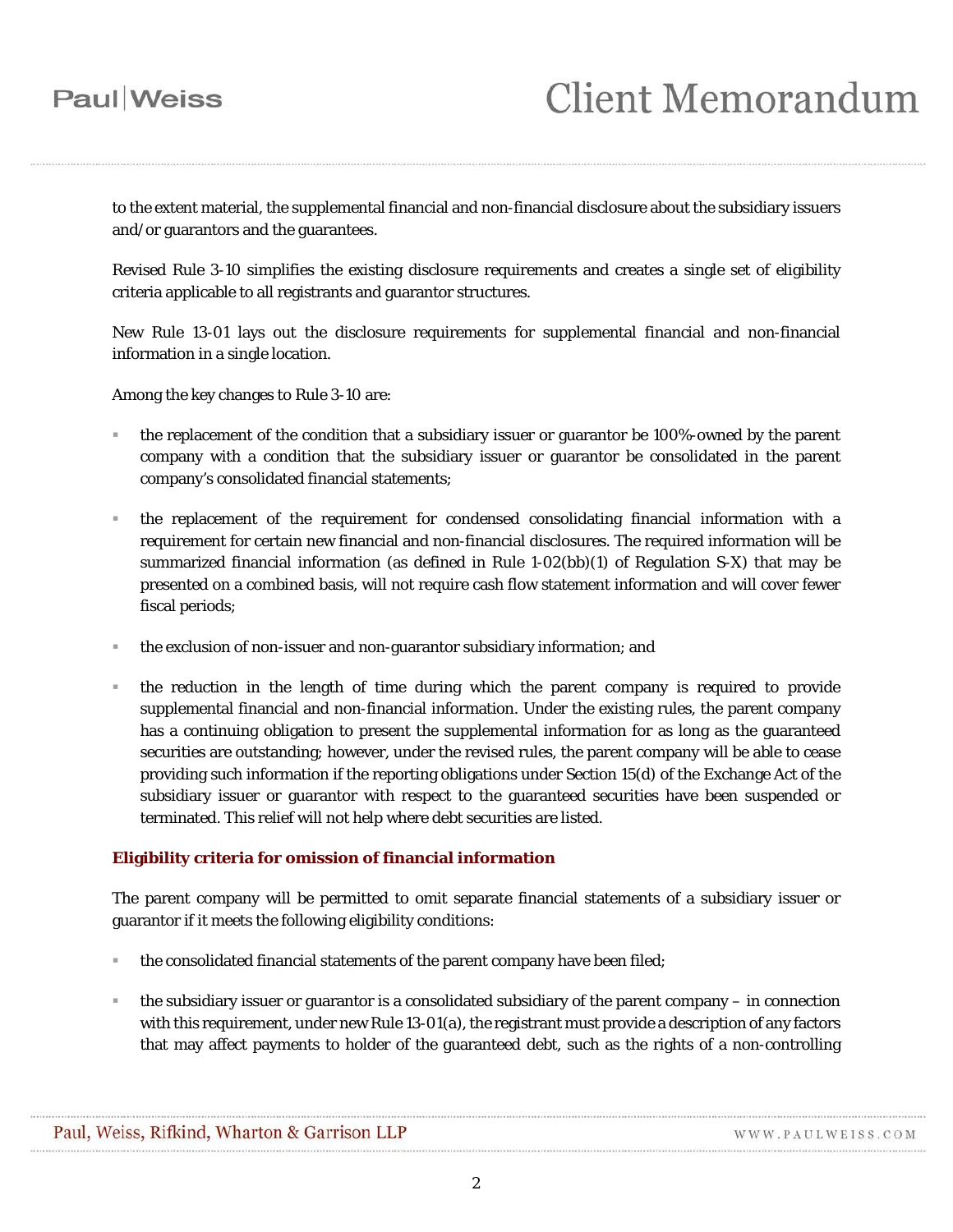to the extent material, the supplemental financial and non-financial disclosure about the subsidiary issuers and/or guarantors and the guarantees.

Revised Rule 3-10 simplifies the existing disclosure requirements and creates a single set of eligibility criteria applicable to all registrants and guarantor structures.

New Rule 13-01 lays out the disclosure requirements for supplemental financial and non-financial information in a single location.

Among the key changes to Rule 3-10 are:

- the replacement of the condition that a subsidiary issuer or guarantor be 100%-owned by the parent company with a condition that the subsidiary issuer or guarantor be consolidated in the parent company's consolidated financial statements;
- the replacement of the requirement for condensed consolidating financial information with a requirement for certain new financial and non-financial disclosures. The required information will be summarized financial information (as defined in Rule 1-02(bb)(1) of Regulation S-X) that may be presented on a combined basis, will not require cash flow statement information and will cover fewer fiscal periods;
- the exclusion of non-issuer and non-guarantor subsidiary information; and
- the reduction in the length of time during which the parent company is required to provide supplemental financial and non-financial information. Under the existing rules, the parent company has a continuing obligation to present the supplemental information for as long as the guaranteed securities are outstanding; however, under the revised rules, the parent company will be able to cease providing such information if the reporting obligations under Section 15(d) of the Exchange Act of the subsidiary issuer or guarantor with respect to the guaranteed securities have been suspended or terminated. This relief will not help where debt securities are listed.

### Eligibility criteria for omission of financial information

The parent company will be permitted to omit separate financial statements of a subsidiary issuer or guarantor if it meets the following eligibility conditions:

- the consolidated financial statements of the parent company have been filed;
- the subsidiary issuer or guarantor is a consolidated subsidiary of the parent company – in connection with this requirement, under new Rule 13-01(a), the registrant must provide a description of any factors that may affect payments to holder of the guaranteed debt, such as the rights of a non-controlling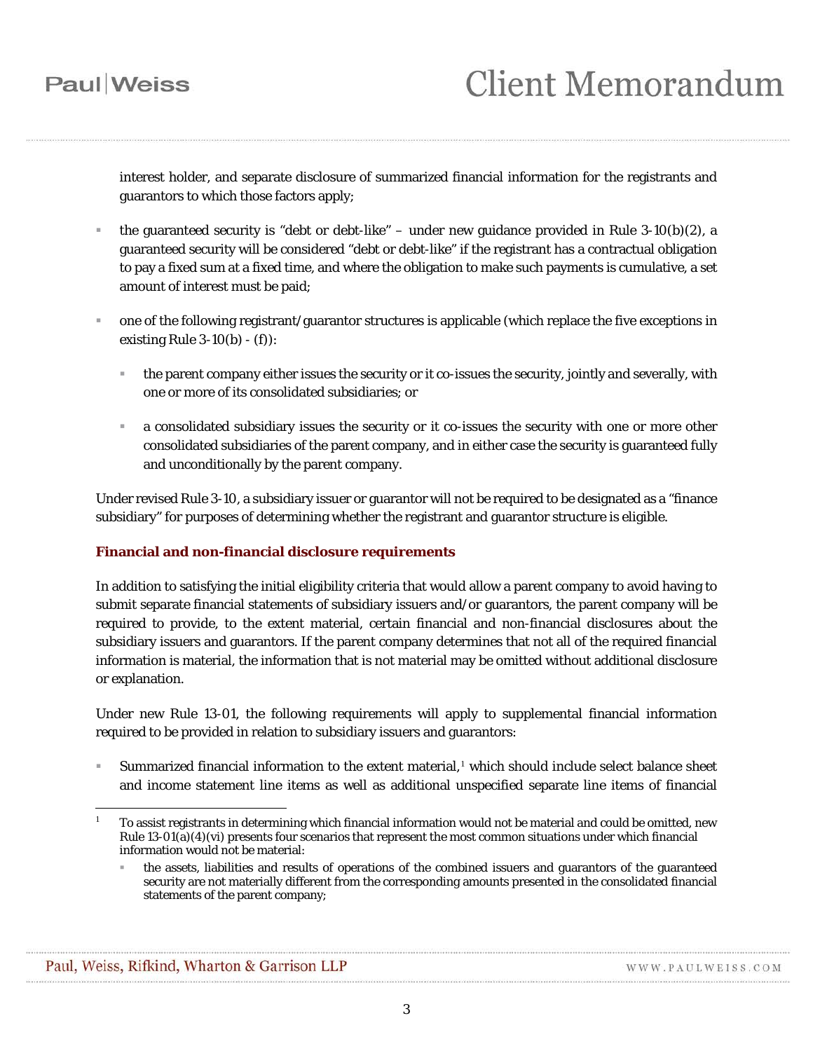interest holder, and separate disclosure of summarized financial information for the registrants and guarantors to which those factors apply;

- the guaranteed security is "debt or debt-like" – under new guidance provided in Rule 3-10(b)(2), a guaranteed security will be considered "debt or debt-like" if the registrant has a contractual obligation to pay a fixed sum at a fixed time, and where the obligation to make such payments is cumulative, a set amount of interest must be paid;

- one of the following registrant/guarantor structures is applicable (which replace the five exceptions in existing Rule 3-10(b) - (f)):

  - the parent company either issues the security or it co-issues the security, jointly and severally, with one or more of its consolidated subsidiaries; or

  - a consolidated subsidiary issues the security or it co-issues the security with one or more other consolidated subsidiaries of the parent company, and in either case the security is guaranteed fully and unconditionally by the parent company.

Under revised Rule 3-10, a subsidiary issuer or guarantor will not be required to be designated as a "finance subsidiary" for purposes of determining whether the registrant and guarantor structure is eligible.

**Financial and non-financial disclosure requirements**

In addition to satisfying the initial eligibility criteria that would allow a parent company to avoid having to submit separate financial statements of subsidiary issuers and/or guarantors, the parent company will be required to provide, to the extent material, certain financial and non-financial disclosures about the subsidiary issuers and guarantors. If the parent company determines that not all of the required financial information is material, the information that is not material may be omitted without additional disclosure or explanation.

Under new Rule 13-01, the following requirements will apply to supplemental financial information required to be provided in relation to subsidiary issuers and guarantors:

- Summarized financial information to the extent material,[1] which should include select balance sheet and income statement line items as well as additional unspecified separate line items of financial

---

[1] To assist registrants in determining which financial information would not be material and could be omitted, new Rule 13-01(a)(4)(vi) presents four scenarios that represent the most common situations under which financial information would not be material:

- the assets, liabilities and results of operations of the combined issuers and guarantors of the guaranteed security are not materially different from the corresponding amounts presented in the consolidated financial statements of the parent company;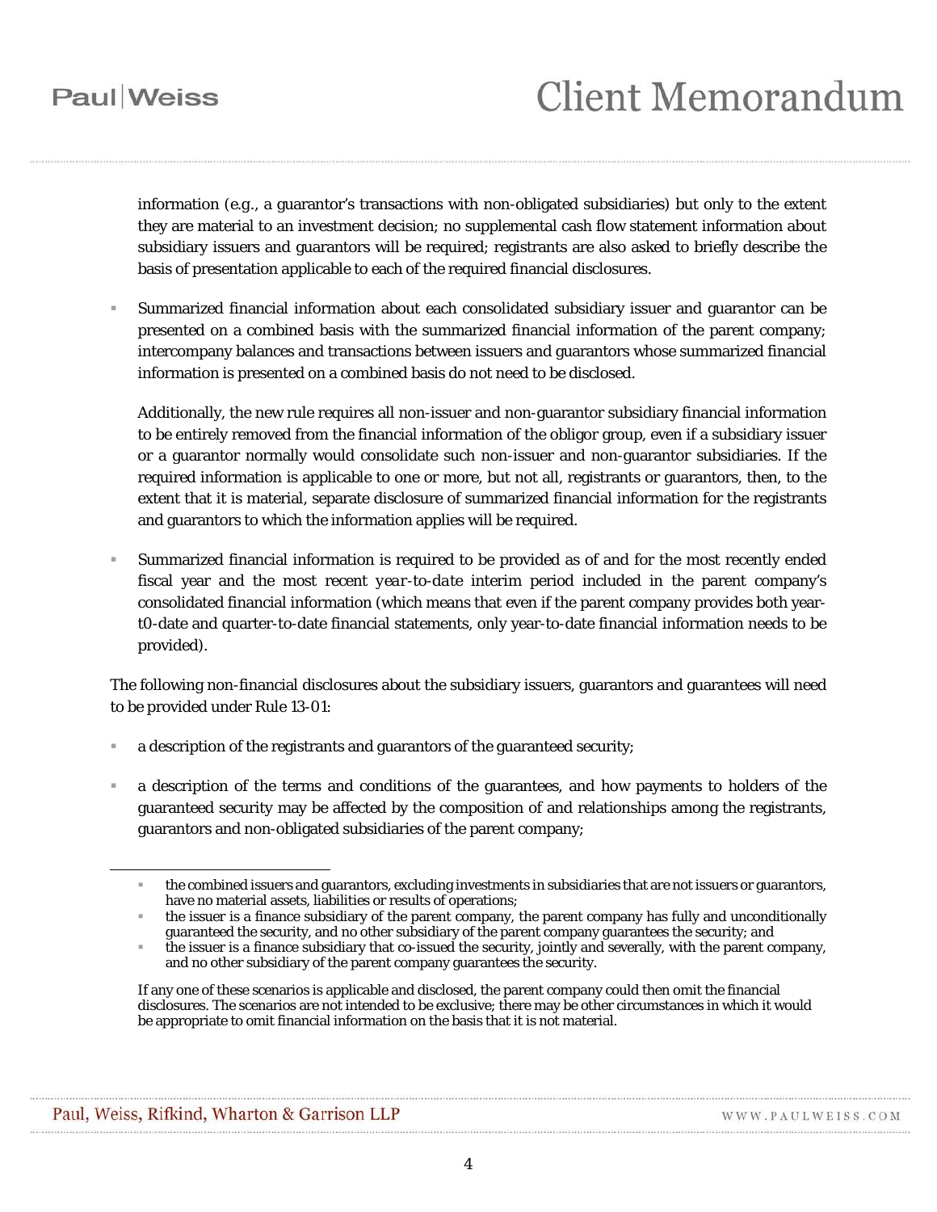information (e.g., a guarantor's transactions with non-obligated subsidiaries) but only to the extent they are material to an investment decision; no supplemental cash flow statement information about subsidiary issuers and guarantors will be required; registrants are also asked to briefly describe the basis of presentation applicable to each of the required financial disclosures.

- Summarized financial information about each consolidated subsidiary issuer and guarantor can be presented on a combined basis with the summarized financial information of the parent company; intercompany balances and transactions between issuers and guarantors whose summarized financial information is presented on a combined basis do not need to be disclosed.

  Additionally, the new rule requires all non-issuer and non-guarantor subsidiary financial information to be entirely removed from the financial information of the obligor group, even if a subsidiary issuer or a guarantor normally would consolidate such non-issuer and non-guarantor subsidiaries. If the required information is applicable to one or more, but not all, registrants or guarantors, then, to the extent that it is material, separate disclosure of summarized financial information for the registrants and guarantors to which the information applies will be required.

- Summarized financial information is required to be provided as of and for the most recently ended fiscal year and the most recent *year-to-date* interim period included in the parent company's consolidated financial information (which means that even if the parent company provides both year-t0-date and quarter-to-date financial statements, only year-to-date financial information needs to be provided).

The following non-financial disclosures about the subsidiary issuers, guarantors and guarantees will need to be provided under Rule 13-01:

- a description of the registrants and guarantors of the guaranteed security;
- a description of the terms and conditions of the guarantees, and how payments to holders of the guaranteed security may be affected by the composition of and relationships among the registrants, guarantors and non-obligated subsidiaries of the parent company;

---

- the combined issuers and guarantors, excluding investments in subsidiaries that are not issuers or guarantors, have no material assets, liabilities or results of operations;
- the issuer is a finance subsidiary of the parent company, the parent company has fully and unconditionally guaranteed the security, and no other subsidiary of the parent company guarantees the security; and
- the issuer is a finance subsidiary that co-issued the security, jointly and severally, with the parent company, and no other subsidiary of the parent company guarantees the security.

If any one of these scenarios is applicable and disclosed, the parent company could then omit the financial disclosures. The scenarios are not intended to be exclusive; there may be other circumstances in which it would be appropriate to omit financial information on the basis that it is not material.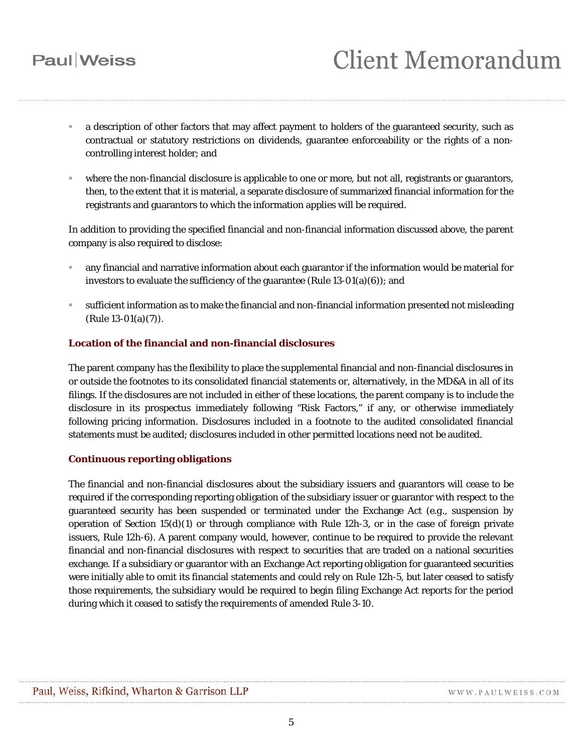- a description of other factors that may affect payment to holders of the guaranteed security, such as contractual or statutory restrictions on dividends, guarantee enforceability or the rights of a non-controlling interest holder; and

- where the non-financial disclosure is applicable to one or more, but not all, registrants or guarantors, then, to the extent that it is material, a separate disclosure of summarized financial information for the registrants and guarantors to which the information applies will be required.

In addition to providing the specified financial and non-financial information discussed above, the parent company is also required to disclose:

- any financial and narrative information about each guarantor if the information would be material for investors to evaluate the sufficiency of the guarantee (Rule 13-01(a)(6)); and

- sufficient information as to make the financial and non-financial information presented not misleading (Rule 13-01(a)(7)).

### Location of the financial and non-financial disclosures

The parent company has the flexibility to place the supplemental financial and non-financial disclosures in or outside the footnotes to its consolidated financial statements or, alternatively, in the MD&A in all of its filings. If the disclosures are not included in either of these locations, the parent company is to include the disclosure in its prospectus immediately following "Risk Factors," if any, or otherwise immediately following pricing information. Disclosures included in a footnote to the audited consolidated financial statements must be audited; disclosures included in other permitted locations need not be audited.

### Continuous reporting obligations

The financial and non-financial disclosures about the subsidiary issuers and guarantors will cease to be required if the corresponding reporting obligation of the subsidiary issuer or guarantor with respect to the guaranteed security has been suspended or terminated under the Exchange Act (e.g., suspension by operation of Section 15(d)(1) or through compliance with Rule 12h-3, or in the case of foreign private issuers, Rule 12h-6). A parent company would, however, continue to be required to provide the relevant financial and non-financial disclosures with respect to securities that are traded on a national securities exchange. If a subsidiary or guarantor with an Exchange Act reporting obligation for guaranteed securities were initially able to omit its financial statements and could rely on Rule 12h-5, but later ceased to satisfy those requirements, the subsidiary would be required to begin filing Exchange Act reports for the period during which it ceased to satisfy the requirements of amended Rule 3-10.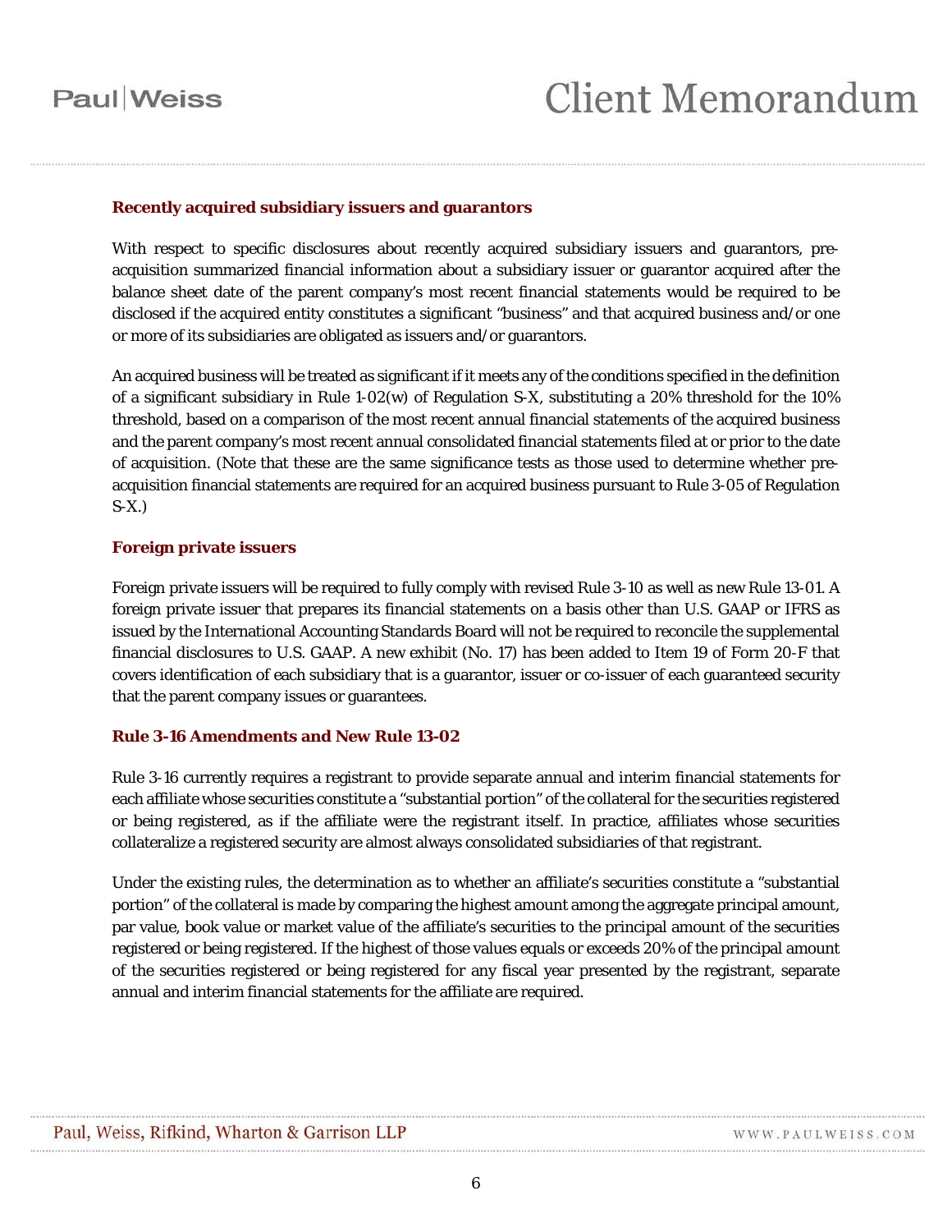### Recently acquired subsidiary issuers and guarantors

With respect to specific disclosures about recently acquired subsidiary issuers and guarantors, pre-acquisition summarized financial information about a subsidiary issuer or guarantor acquired after the balance sheet date of the parent company's most recent financial statements would be required to be disclosed if the acquired entity constitutes a significant "business" and that acquired business and/or one or more of its subsidiaries are obligated as issuers and/or guarantors.

An acquired business will be treated as significant if it meets any of the conditions specified in the definition of a significant subsidiary in Rule 1-02(w) of Regulation S-X, substituting a 20% threshold for the 10% threshold, based on a comparison of the most recent annual financial statements of the acquired business and the parent company's most recent annual consolidated financial statements filed at or prior to the date of acquisition. (Note that these are the same significance tests as those used to determine whether pre-acquisition financial statements are required for an acquired business pursuant to Rule 3-05 of Regulation S-X.)

### Foreign private issuers

Foreign private issuers will be required to fully comply with revised Rule 3-10 as well as new Rule 13-01. A foreign private issuer that prepares its financial statements on a basis other than U.S. GAAP or IFRS as issued by the International Accounting Standards Board will not be required to reconcile the supplemental financial disclosures to U.S. GAAP. A new exhibit (No. 17) has been added to Item 19 of Form 20-F that covers identification of each subsidiary that is a guarantor, issuer or co-issuer of each guaranteed security that the parent company issues or guarantees.

### Rule 3-16 Amendments and New Rule 13-02

Rule 3-16 currently requires a registrant to provide separate annual and interim financial statements for each affiliate whose securities constitute a "substantial portion" of the collateral for the securities registered or being registered, as if the affiliate were the registrant itself. In practice, affiliates whose securities collateralize a registered security are almost always consolidated subsidiaries of that registrant.

Under the existing rules, the determination as to whether an affiliate's securities constitute a "substantial portion" of the collateral is made by comparing the highest amount among the aggregate principal amount, par value, book value or market value of the affiliate's securities to the principal amount of the securities registered or being registered. If the highest of those values equals or exceeds 20% of the principal amount of the securities registered or being registered for any fiscal year presented by the registrant, separate annual and interim financial statements for the affiliate are required.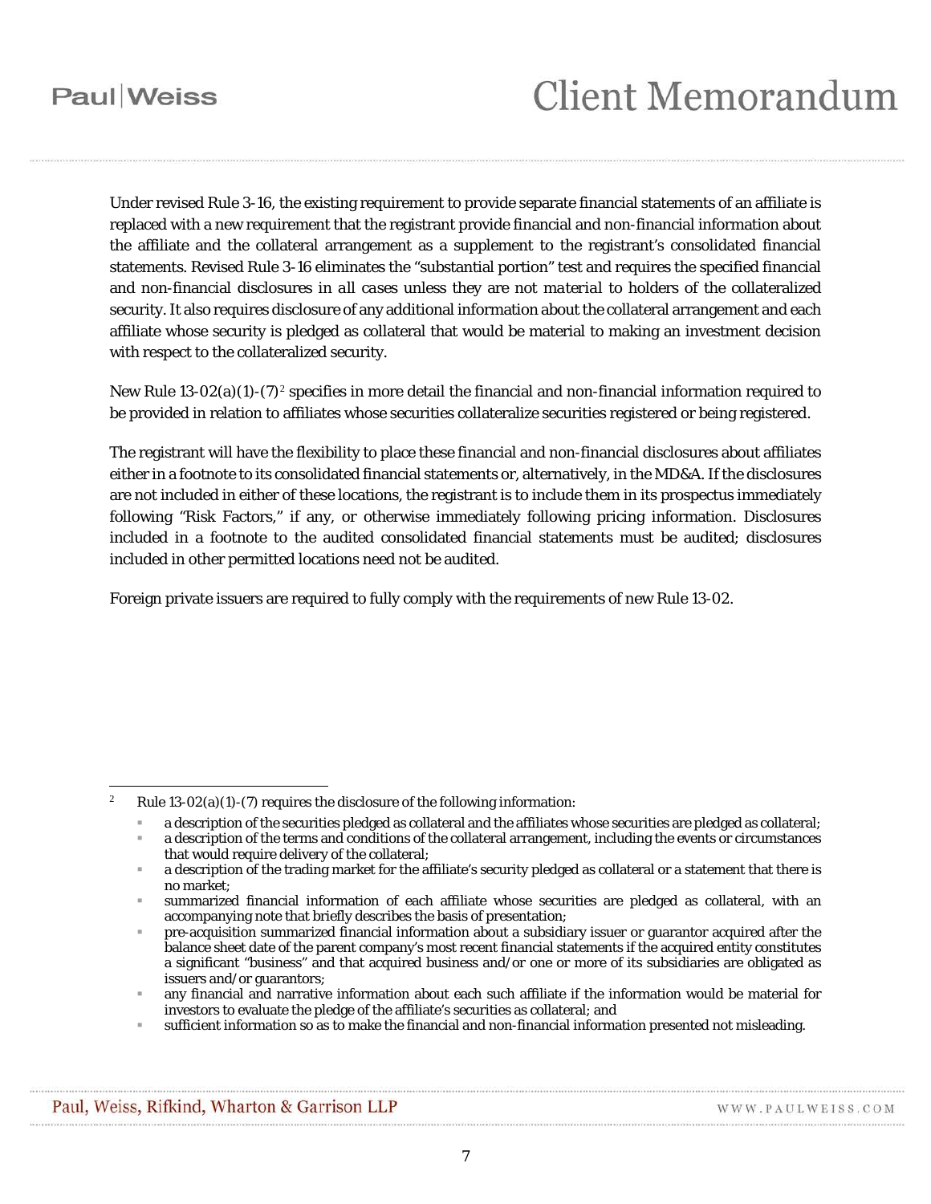Under revised Rule 3-16, the existing requirement to provide separate financial statements of an affiliate is replaced with a new requirement that the registrant provide financial and non-financial information about the affiliate and the collateral arrangement as a supplement to the registrant's consolidated financial statements. Revised Rule 3-16 eliminates the "substantial portion" test and requires the specified financial and non-financial disclosures in *all cases* unless they are *not material* to holders of the collateralized security. It also requires disclosure of any additional information about the collateral arrangement and each affiliate whose security is pledged as collateral that would be material to making an investment decision with respect to the collateralized security.

New Rule 13-02(a)(1)-(7)[2] specifies in more detail the financial and non-financial information required to be provided in relation to affiliates whose securities collateralize securities registered or being registered.

The registrant will have the flexibility to place these financial and non-financial disclosures about affiliates either in a footnote to its consolidated financial statements or, alternatively, in the MD&A. If the disclosures are not included in either of these locations, the registrant is to include them in its prospectus immediately following "Risk Factors," if any, or otherwise immediately following pricing information. Disclosures included in a footnote to the audited consolidated financial statements must be audited; disclosures included in other permitted locations need not be audited.

Foreign private issuers are required to fully comply with the requirements of new Rule 13-02.

---

[2] Rule 13-02(a)(1)-(7) requires the disclosure of the following information:

- a description of the securities pledged as collateral and the affiliates whose securities are pledged as collateral;
- a description of the terms and conditions of the collateral arrangement, including the events or circumstances that would require delivery of the collateral;
- a description of the trading market for the affiliate's security pledged as collateral or a statement that there is no market;
- summarized financial information of each affiliate whose securities are pledged as collateral, with an accompanying note that briefly describes the basis of presentation;
- pre-acquisition summarized financial information about a subsidiary issuer or guarantor acquired after the balance sheet date of the parent company's most recent financial statements if the acquired entity constitutes a significant "business" and that acquired business and/or one or more of its subsidiaries are obligated as issuers and/or guarantors;
- any financial and narrative information about each such affiliate if the information would be material for investors to evaluate the pledge of the affiliate's securities as collateral; and
- sufficient information so as to make the financial and non-financial information presented not misleading.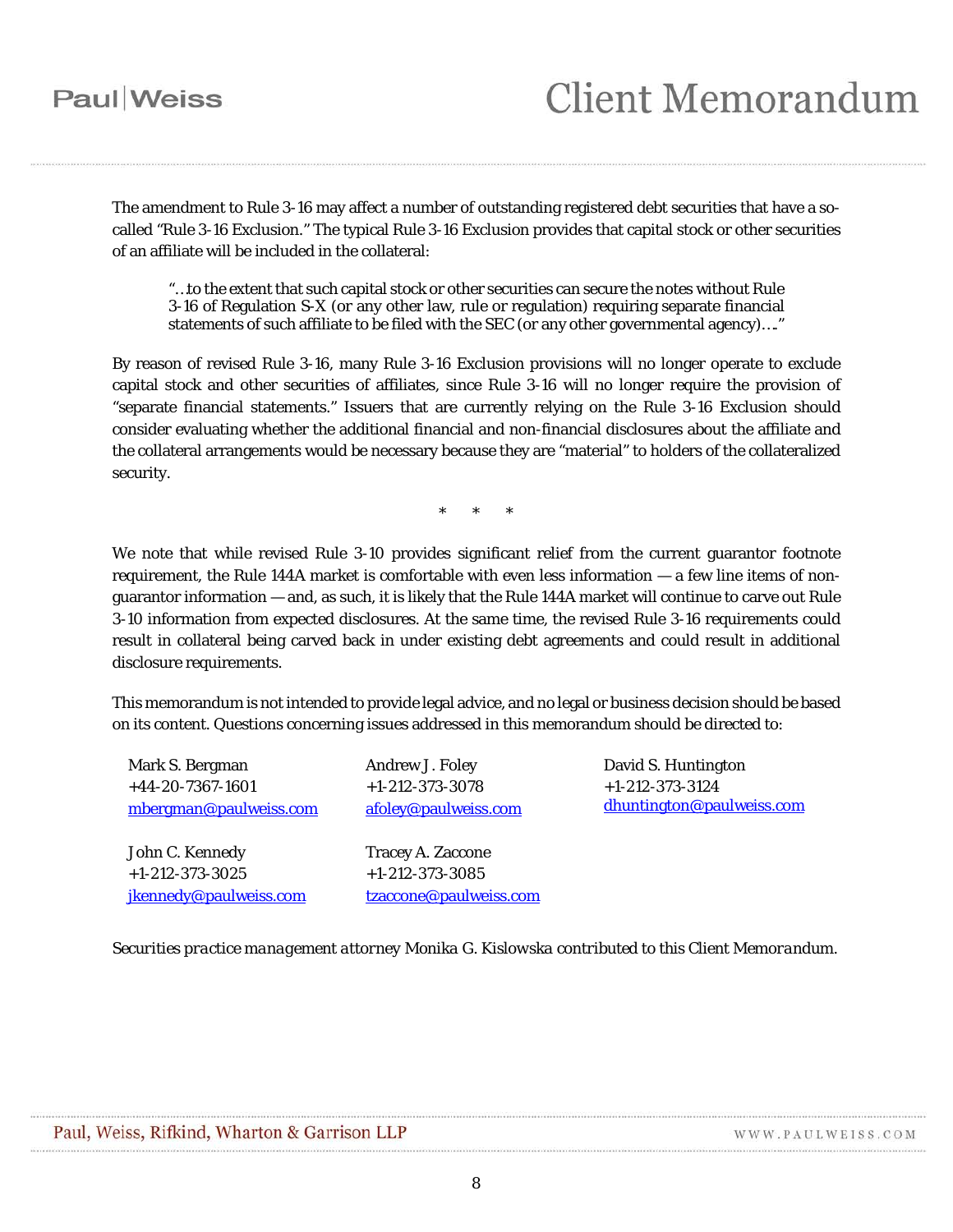The amendment to Rule 3-16 may affect a number of outstanding registered debt securities that have a so-called "Rule 3-16 Exclusion." The typical Rule 3-16 Exclusion provides that capital stock or other securities of an affiliate will be included in the collateral:

> "…to the extent that such capital stock or other securities can secure the notes without Rule 3-16 of Regulation S-X (or any other law, rule or regulation) requiring separate financial statements of such affiliate to be filed with the SEC (or any other governmental agency)…."

By reason of revised Rule 3-16, many Rule 3-16 Exclusion provisions will no longer operate to exclude capital stock and other securities of affiliates, since Rule 3-16 will no longer require the provision of "separate financial statements." Issuers that are currently relying on the Rule 3-16 Exclusion should consider evaluating whether the additional financial and non-financial disclosures about the affiliate and the collateral arrangements would be necessary because they are "material" to holders of the collateralized security.

\* \* \*

We note that while revised Rule 3-10 provides significant relief from the current guarantor footnote requirement, the Rule 144A market is comfortable with even less information — a few line items of non-guarantor information — and, as such, it is likely that the Rule 144A market will continue to carve out Rule 3-10 information from expected disclosures. At the same time, the revised Rule 3-16 requirements could result in collateral being carved back in under existing debt agreements and could result in additional disclosure requirements.

This memorandum is not intended to provide legal advice, and no legal or business decision should be based on its content. Questions concerning issues addressed in this memorandum should be directed to:

Mark S. Bergman
+44-20-7367-1601
mbergman@paulweiss.com

Andrew J. Foley
+1-212-373-3078
afoley@paulweiss.com

David S. Huntington
+1-212-373-3124
dhuntington@paulweiss.com

John C. Kennedy
+1-212-373-3025
jkennedy@paulweiss.com

Tracey A. Zaccone
+1-212-373-3085
tzaccone@paulweiss.com

*Securities practice management attorney Monika G. Kislowska contributed to this Client Memorandum.*